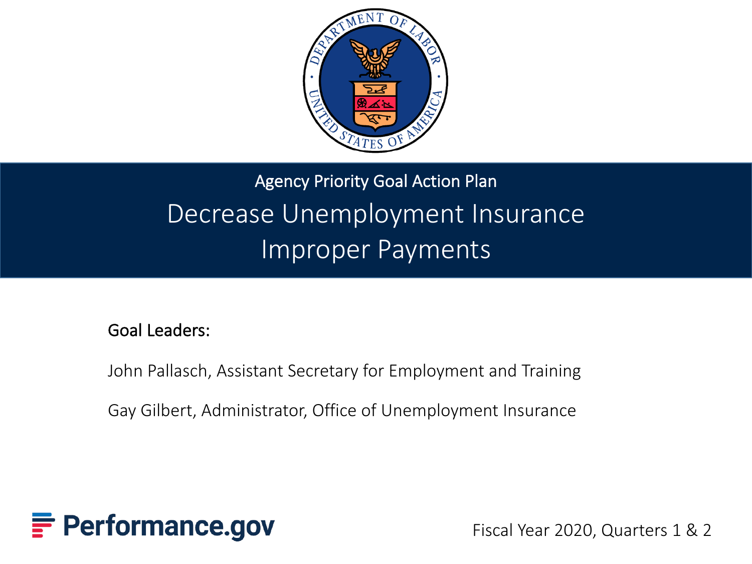Agency Priority Goal Action Plan

# Decrease Unemployment Insurance Improper Payments

Goal Leaders:

John Pallasch, Assistant Secretary for Employment and Training

Gay Gilbert, Administrator, Office of Unemployment Insurance

Performance.gov

Fiscal Year 2020, Quarters 1 & 2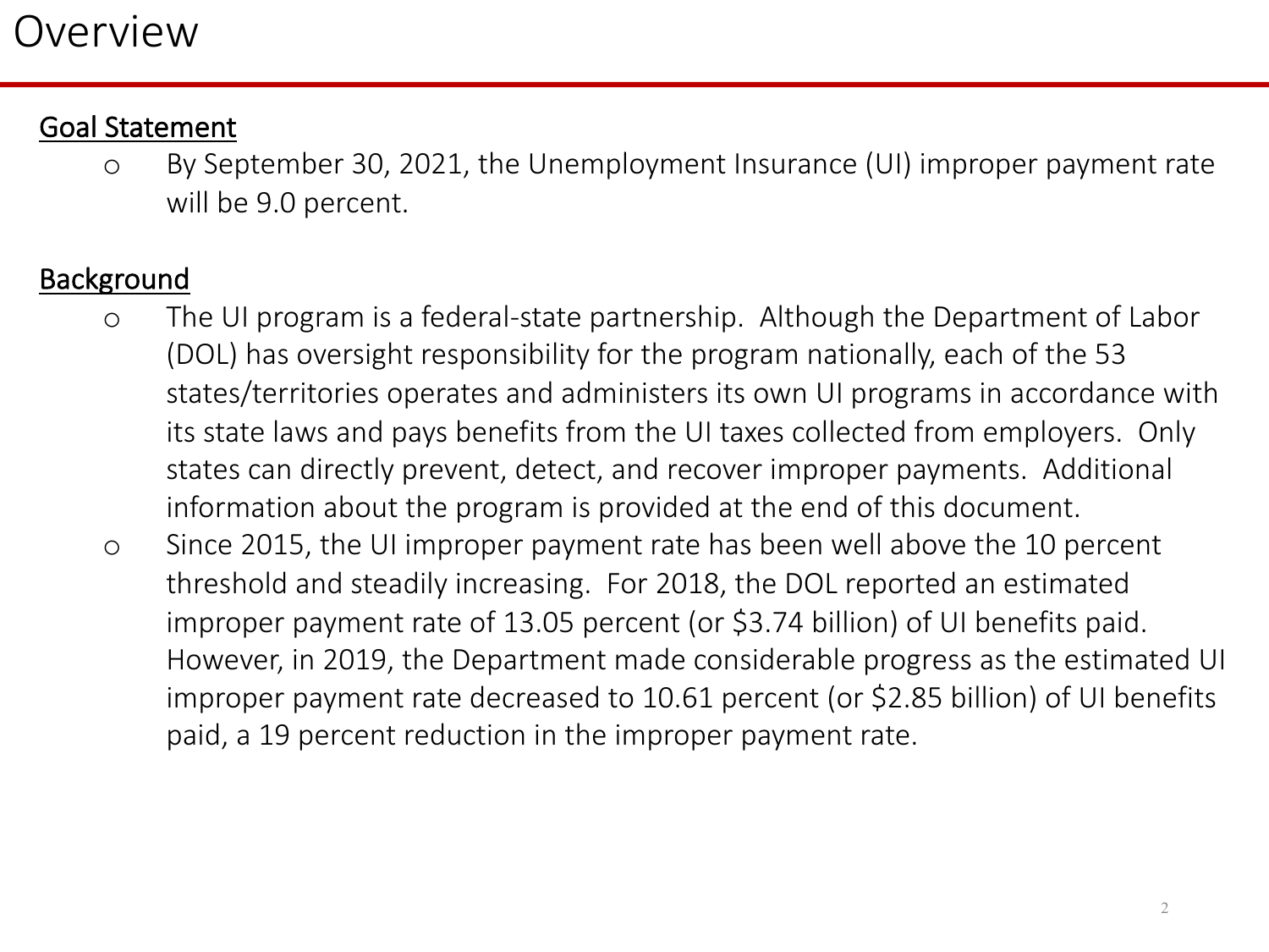# Overview

<u>Goal Statement</u>

- By September 30, 2021, the Unemployment Insurance (UI) improper payment rate will be 9.0 percent.

<u>Background</u>

- The UI program is a federal-state partnership. Although the Department of Labor (DOL) has oversight responsibility for the program nationally, each of the 53 states/territories operates and administers its own UI programs in accordance with its state laws and pays benefits from the UI taxes collected from employers. Only states can directly prevent, detect, and recover improper payments. Additional information about the program is provided at the end of this document.
- Since 2015, the UI improper payment rate has been well above the 10 percent threshold and steadily increasing. For 2018, the DOL reported an estimated improper payment rate of 13.05 percent (or $3.74 billion) of UI benefits paid. However, in 2019, the Department made considerable progress as the estimated UI improper payment rate decreased to 10.61 percent (or $2.85 billion) of UI benefits paid, a 19 percent reduction in the improper payment rate.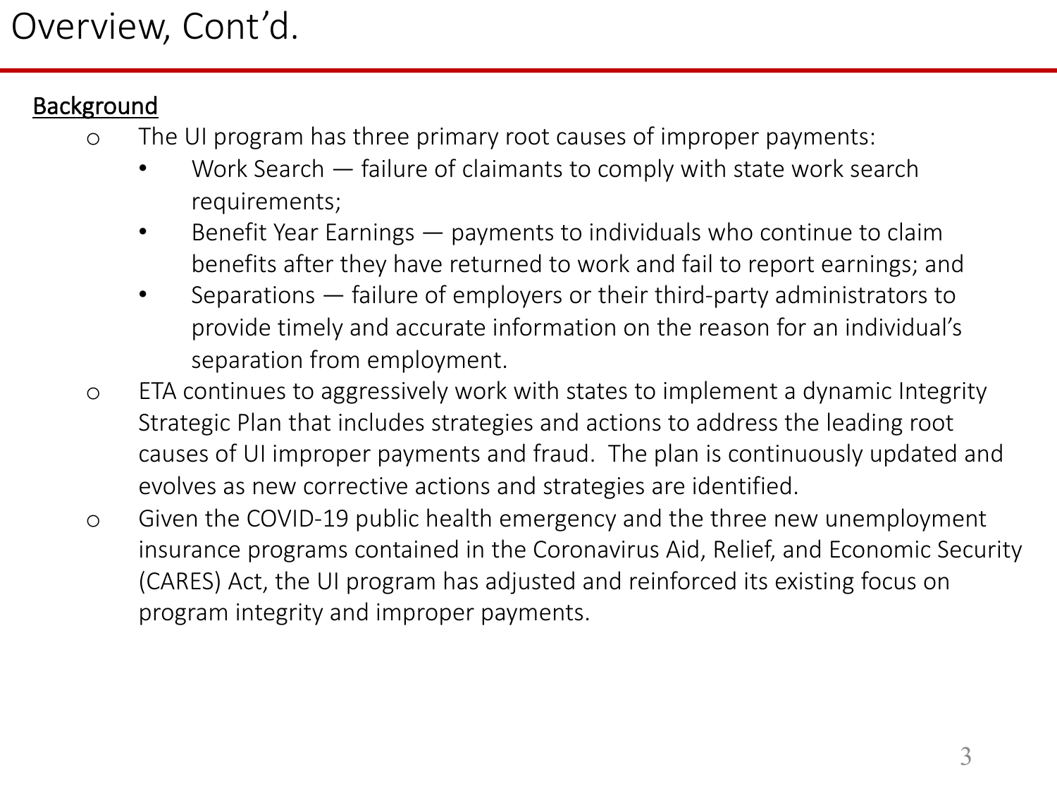# Overview, Cont'd.

**Background**

- The UI program has three primary root causes of improper payments:
  - Work Search — failure of claimants to comply with state work search requirements;
  - Benefit Year Earnings — payments to individuals who continue to claim benefits after they have returned to work and fail to report earnings; and
  - Separations — failure of employers or their third-party administrators to provide timely and accurate information on the reason for an individual's separation from employment.
- ETA continues to aggressively work with states to implement a dynamic Integrity Strategic Plan that includes strategies and actions to address the leading root causes of UI improper payments and fraud. The plan is continuously updated and evolves as new corrective actions and strategies are identified.
- Given the COVID-19 public health emergency and the three new unemployment insurance programs contained in the Coronavirus Aid, Relief, and Economic Security (CARES) Act, the UI program has adjusted and reinforced its existing focus on program integrity and improper payments.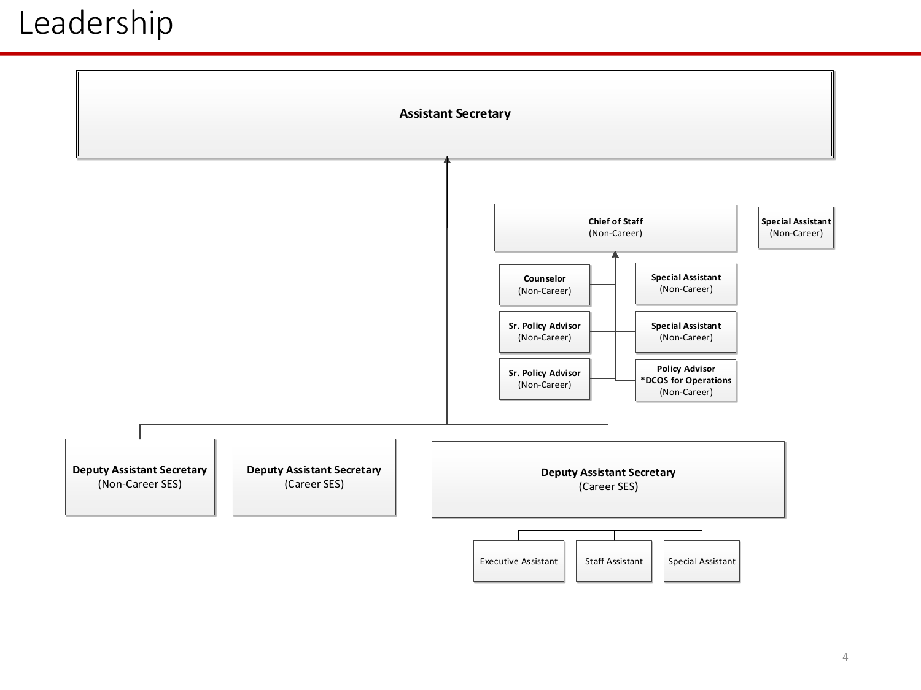# Leadership

**Assistant Secretary**

- **Chief of Staff** (Non-Career)
  - **Special Assistant** (Non-Career)
  - **Counselor** (Non-Career)
  - **Sr. Policy Advisor** (Non-Career)
  - **Sr. Policy Advisor** (Non-Career)
  - **Special Assistant** (Non-Career)
  - **Special Assistant** (Non-Career)
  - **Policy Advisor** **\*DCOS for Operations** (Non-Career)
- **Deputy Assistant Secretary** (Non-Career SES)
- **Deputy Assistant Secretary** (Career SES)
- **Deputy Assistant Secretary** (Career SES)
  - Executive Assistant
  - Staff Assistant
  - Special Assistant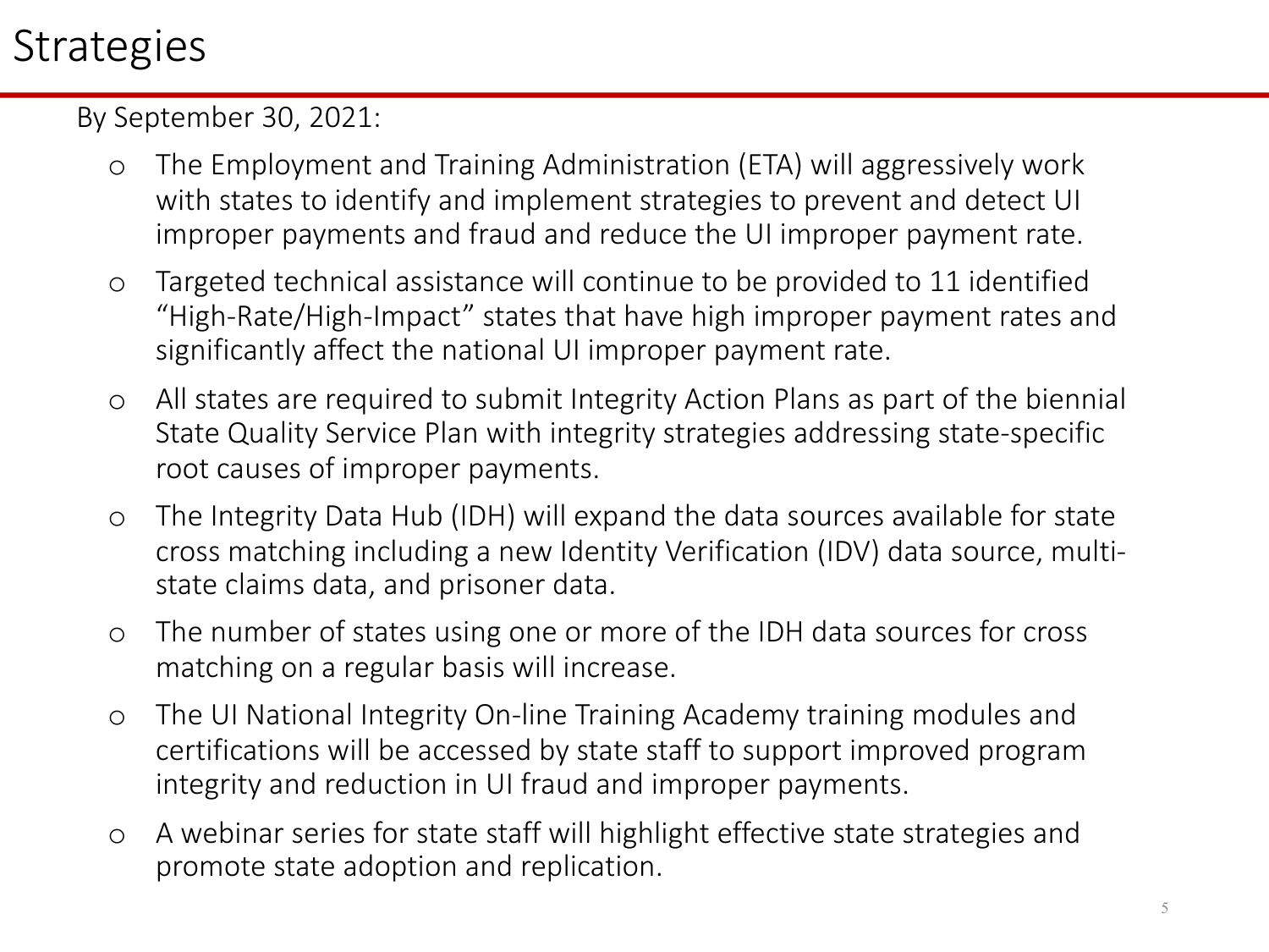# Strategies

By September 30, 2021:

- The Employment and Training Administration (ETA) will aggressively work with states to identify and implement strategies to prevent and detect UI improper payments and fraud and reduce the UI improper payment rate.
- Targeted technical assistance will continue to be provided to 11 identified "High-Rate/High-Impact" states that have high improper payment rates and significantly affect the national UI improper payment rate.
- All states are required to submit Integrity Action Plans as part of the biennial State Quality Service Plan with integrity strategies addressing state-specific root causes of improper payments.
- The Integrity Data Hub (IDH) will expand the data sources available for state cross matching including a new Identity Verification (IDV) data source, multi-state claims data, and prisoner data.
- The number of states using one or more of the IDH data sources for cross matching on a regular basis will increase.
- The UI National Integrity On-line Training Academy training modules and certifications will be accessed by state staff to support improved program integrity and reduction in UI fraud and improper payments.
- A webinar series for state staff will highlight effective state strategies and promote state adoption and replication.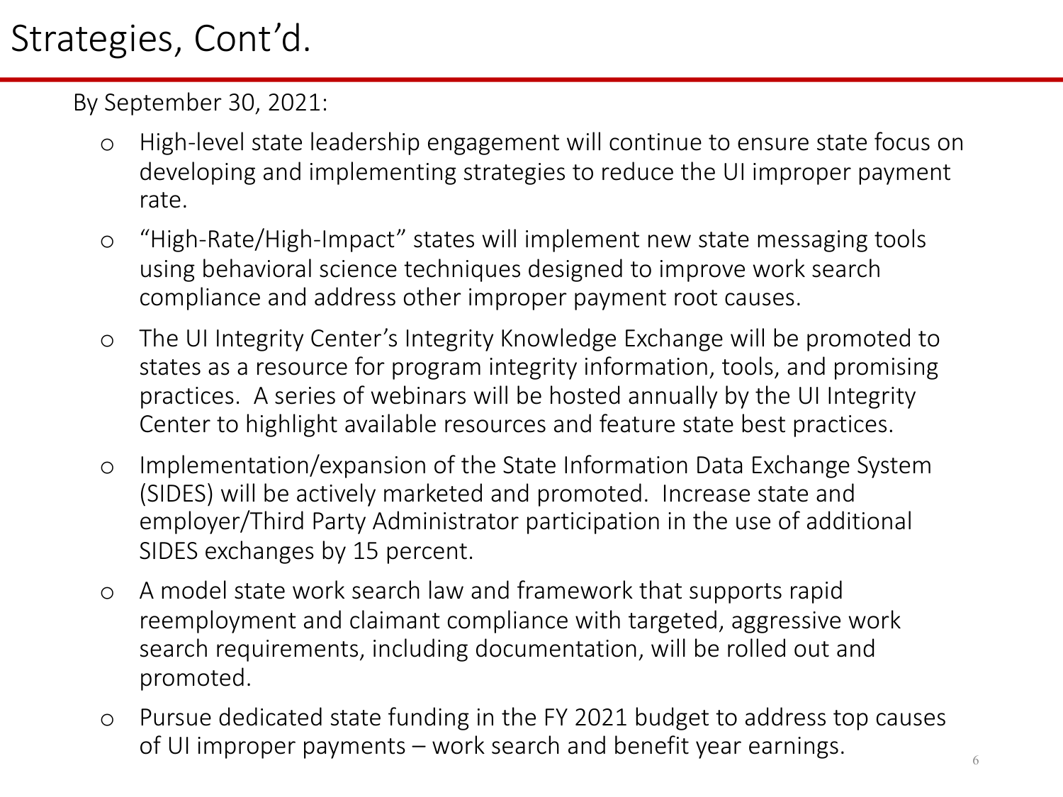# Strategies, Cont’d.

By September 30, 2021:

- High-level state leadership engagement will continue to ensure state focus on developing and implementing strategies to reduce the UI improper payment rate.
- “High-Rate/High-Impact” states will implement new state messaging tools using behavioral science techniques designed to improve work search compliance and address other improper payment root causes.
- The UI Integrity Center’s Integrity Knowledge Exchange will be promoted to states as a resource for program integrity information, tools, and promising practices. A series of webinars will be hosted annually by the UI Integrity Center to highlight available resources and feature state best practices.
- Implementation/expansion of the State Information Data Exchange System (SIDES) will be actively marketed and promoted. Increase state and employer/Third Party Administrator participation in the use of additional SIDES exchanges by 15 percent.
- A model state work search law and framework that supports rapid reemployment and claimant compliance with targeted, aggressive work search requirements, including documentation, will be rolled out and promoted.
- Pursue dedicated state funding in the FY 2021 budget to address top causes of UI improper payments – work search and benefit year earnings.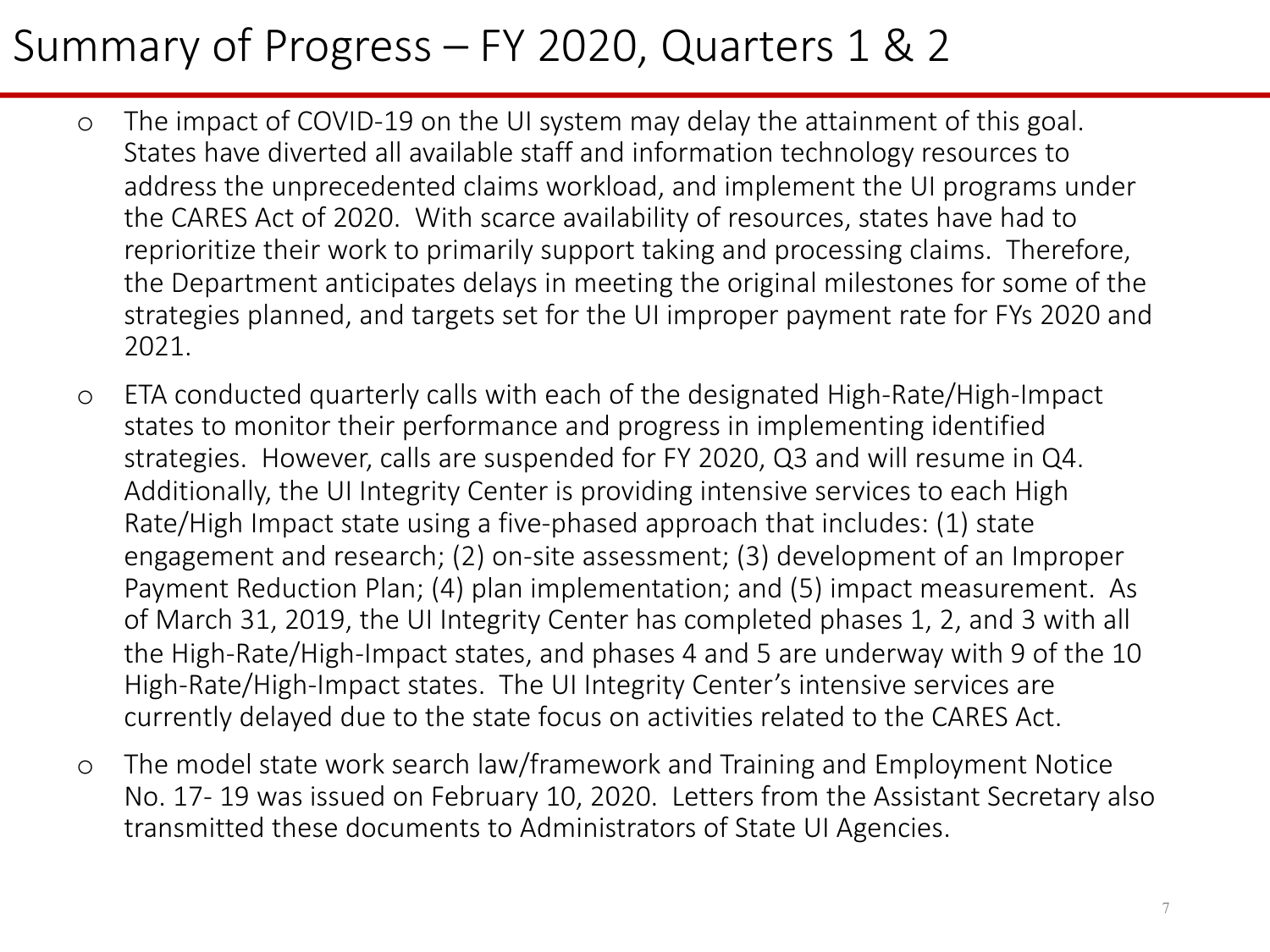# Summary of Progress – FY 2020, Quarters 1 & 2

- The impact of COVID-19 on the UI system may delay the attainment of this goal. States have diverted all available staff and information technology resources to address the unprecedented claims workload, and implement the UI programs under the CARES Act of 2020. With scarce availability of resources, states have had to reprioritize their work to primarily support taking and processing claims. Therefore, the Department anticipates delays in meeting the original milestones for some of the strategies planned, and targets set for the UI improper payment rate for FYs 2020 and 2021.
- ETA conducted quarterly calls with each of the designated High-Rate/High-Impact states to monitor their performance and progress in implementing identified strategies. However, calls are suspended for FY 2020, Q3 and will resume in Q4. Additionally, the UI Integrity Center is providing intensive services to each High Rate/High Impact state using a five-phased approach that includes: (1) state engagement and research; (2) on-site assessment; (3) development of an Improper Payment Reduction Plan; (4) plan implementation; and (5) impact measurement. As of March 31, 2019, the UI Integrity Center has completed phases 1, 2, and 3 with all the High-Rate/High-Impact states, and phases 4 and 5 are underway with 9 of the 10 High-Rate/High-Impact states. The UI Integrity Center's intensive services are currently delayed due to the state focus on activities related to the CARES Act.
- The model state work search law/framework and Training and Employment Notice No. 17- 19 was issued on February 10, 2020. Letters from the Assistant Secretary also transmitted these documents to Administrators of State UI Agencies.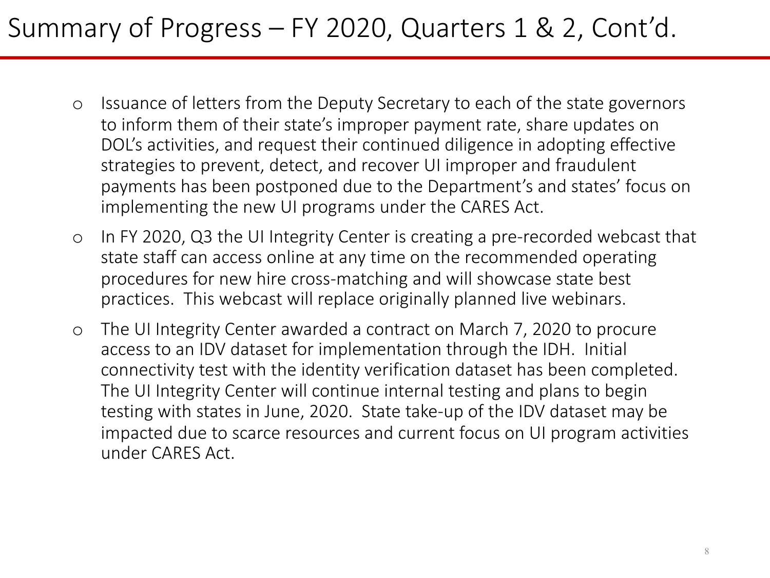# Summary of Progress – FY 2020, Quarters 1 & 2, Cont'd.

- Issuance of letters from the Deputy Secretary to each of the state governors to inform them of their state's improper payment rate, share updates on DOL's activities, and request their continued diligence in adopting effective strategies to prevent, detect, and recover UI improper and fraudulent payments has been postponed due to the Department's and states' focus on implementing the new UI programs under the CARES Act.
- In FY 2020, Q3 the UI Integrity Center is creating a pre-recorded webcast that state staff can access online at any time on the recommended operating procedures for new hire cross-matching and will showcase state best practices. This webcast will replace originally planned live webinars.
- The UI Integrity Center awarded a contract on March 7, 2020 to procure access to an IDV dataset for implementation through the IDH. Initial connectivity test with the identity verification dataset has been completed. The UI Integrity Center will continue internal testing and plans to begin testing with states in June, 2020. State take-up of the IDV dataset may be impacted due to scarce resources and current focus on UI program activities under CARES Act.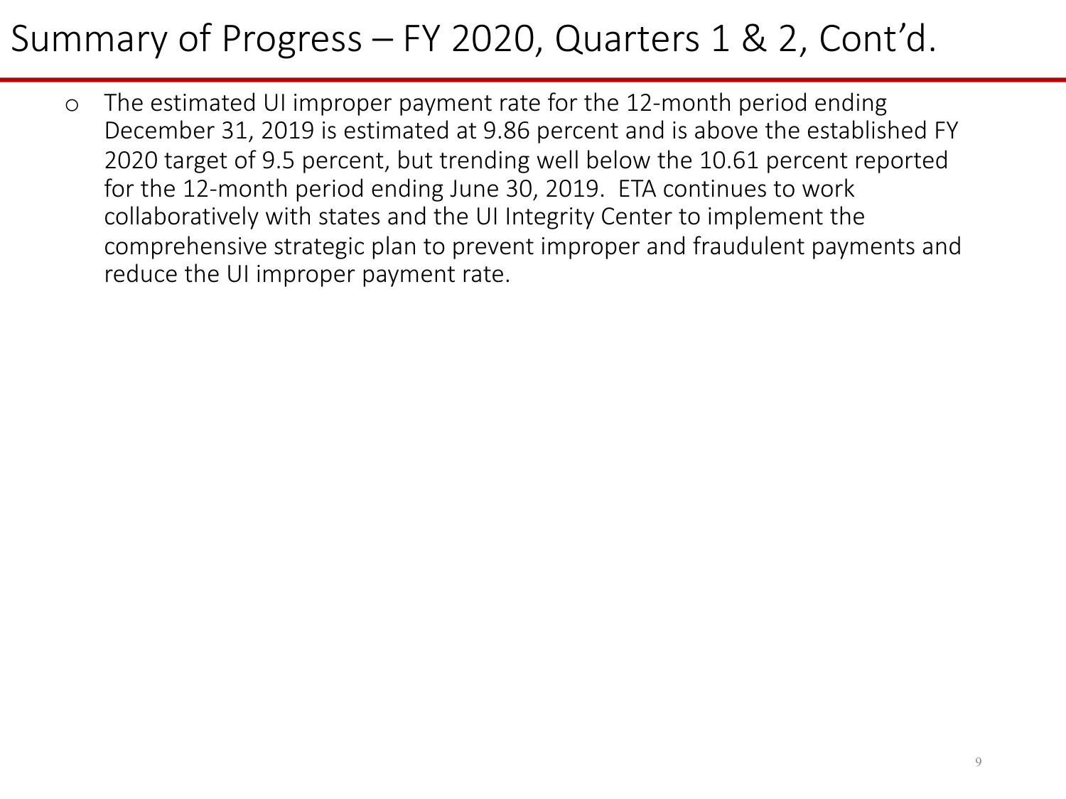# Summary of Progress – FY 2020, Quarters 1 & 2, Cont'd.

- The estimated UI improper payment rate for the 12-month period ending December 31, 2019 is estimated at 9.86 percent and is above the established FY 2020 target of 9.5 percent, but trending well below the 10.61 percent reported for the 12-month period ending June 30, 2019. ETA continues to work collaboratively with states and the UI Integrity Center to implement the comprehensive strategic plan to prevent improper and fraudulent payments and reduce the UI improper payment rate.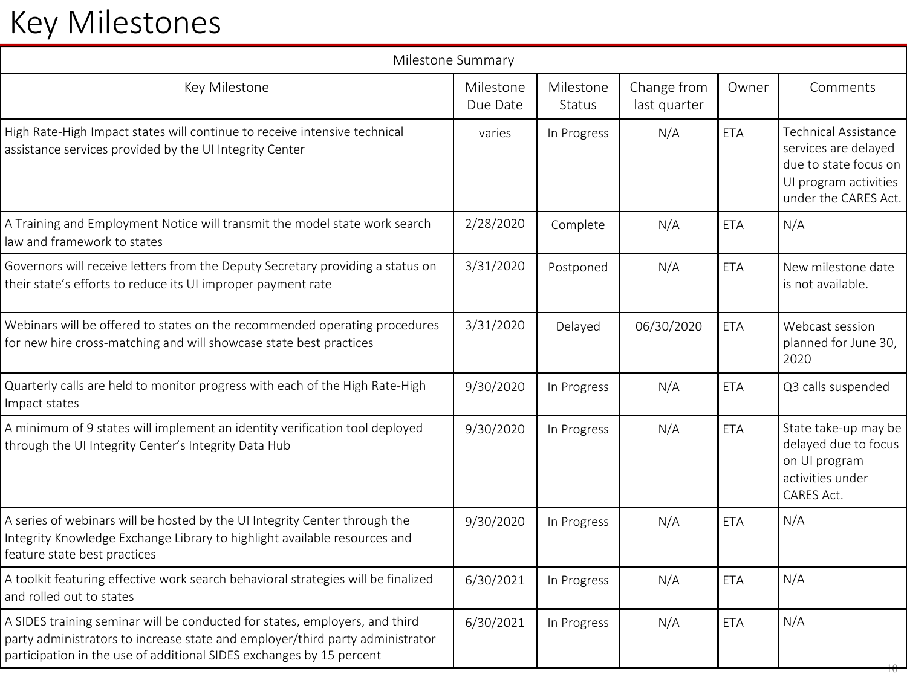# Key Milestones

| Milestone Summary | | | | | |
|---|---|---|---|---|---|
| Key Milestone | Milestone Due Date | Milestone Status | Change from last quarter | Owner | Comments |
| High Rate-High Impact states will continue to receive intensive technical assistance services provided by the UI Integrity Center | varies | In Progress | N/A | ETA | Technical Assistance services are delayed due to state focus on UI program activities under the CARES Act. |
| A Training and Employment Notice will transmit the model state work search law and framework to states | 2/28/2020 | Complete | N/A | ETA | N/A |
| Governors will receive letters from the Deputy Secretary providing a status on their state's efforts to reduce its UI improper payment rate | 3/31/2020 | Postponed | N/A | ETA | New milestone date is not available. |
| Webinars will be offered to states on the recommended operating procedures for new hire cross-matching and will showcase state best practices | 3/31/2020 | Delayed | 06/30/2020 | ETA | Webcast session planned for June 30, 2020 |
| Quarterly calls are held to monitor progress with each of the High Rate-High Impact states | 9/30/2020 | In Progress | N/A | ETA | Q3 calls suspended |
| A minimum of 9 states will implement an identity verification tool deployed through the UI Integrity Center's Integrity Data Hub | 9/30/2020 | In Progress | N/A | ETA | State take-up may be delayed due to focus on UI program activities under CARES Act. |
| A series of webinars will be hosted by the UI Integrity Center through the Integrity Knowledge Exchange Library to highlight available resources and feature state best practices | 9/30/2020 | In Progress | N/A | ETA | N/A |
| A toolkit featuring effective work search behavioral strategies will be finalized and rolled out to states | 6/30/2021 | In Progress | N/A | ETA | N/A |
| A SIDES training seminar will be conducted for states, employers, and third party administrators to increase state and employer/third party administrator participation in the use of additional SIDES exchanges by 15 percent | 6/30/2021 | In Progress | N/A | ETA | N/A |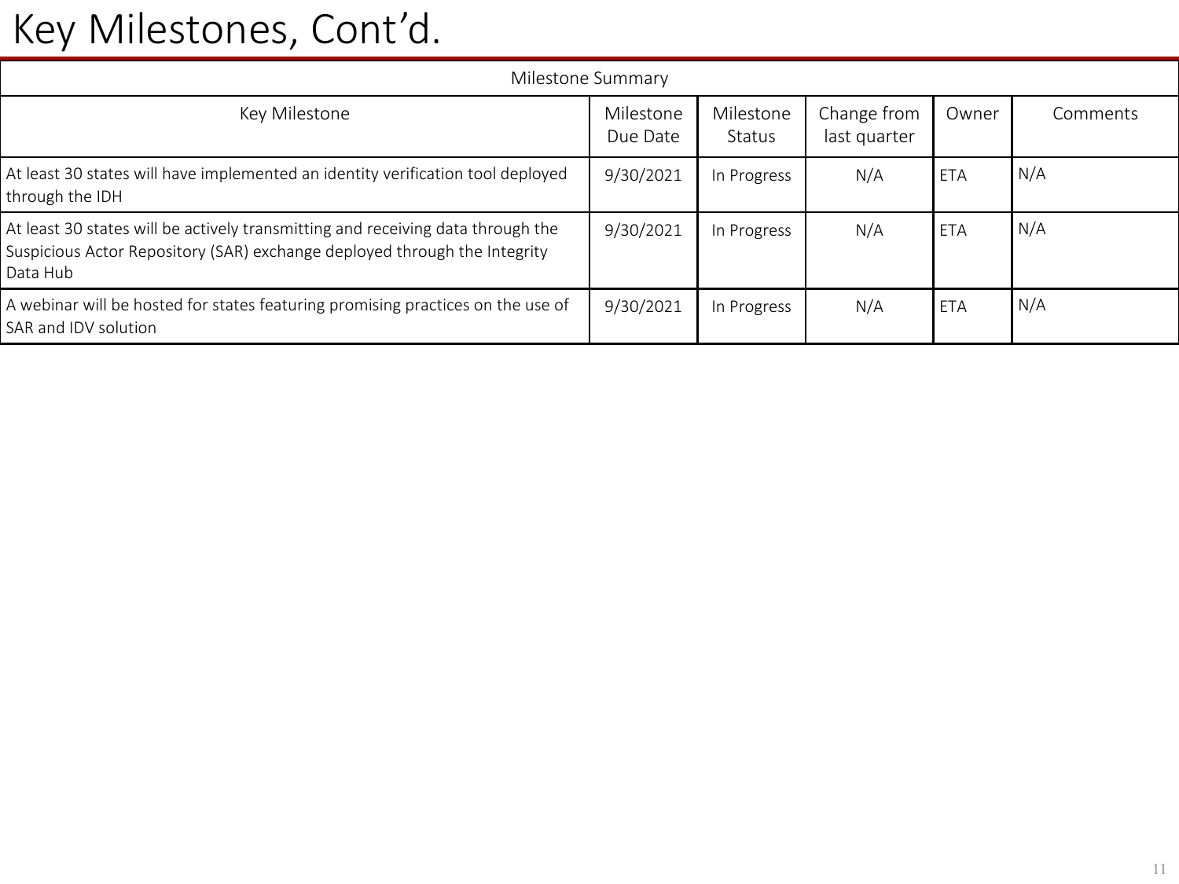# Key Milestones, Cont'd.

| Milestone Summary | | | | | |
|---|---|---|---|---|---|
| Key Milestone | Milestone Due Date | Milestone Status | Change from last quarter | Owner | Comments |
| At least 30 states will have implemented an identity verification tool deployed through the IDH | 9/30/2021 | In Progress | N/A | ETA | N/A |
| At least 30 states will be actively transmitting and receiving data through the Suspicious Actor Repository (SAR) exchange deployed through the Integrity Data Hub | 9/30/2021 | In Progress | N/A | ETA | N/A |
| A webinar will be hosted for states featuring promising practices on the use of SAR and IDV solution | 9/30/2021 | In Progress | N/A | ETA | N/A |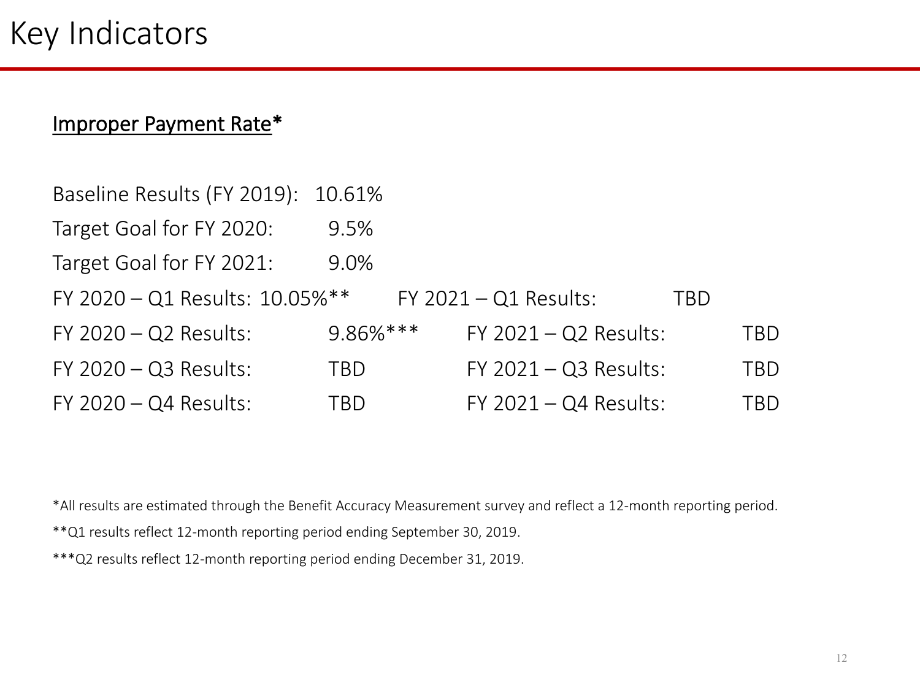# Key Indicators

**Improper Payment Rate***

Baseline Results (FY 2019): 10.61%

Target Goal for FY 2020: 9.5%

Target Goal for FY 2021: 9.0%

| | | | |
|---|---|---|---|
| FY 2020 – Q1 Results: | 10.05%** | FY 2021 – Q1 Results: | TBD |
| FY 2020 – Q2 Results: | 9.86%*** | FY 2021 – Q2 Results: | TBD |
| FY 2020 – Q3 Results: | TBD | FY 2021 – Q3 Results: | TBD |
| FY 2020 – Q4 Results: | TBD | FY 2021 – Q4 Results: | TBD |

*All results are estimated through the Benefit Accuracy Measurement survey and reflect a 12-month reporting period.

**Q1 results reflect 12-month reporting period ending September 30, 2019.

***Q2 results reflect 12-month reporting period ending December 31, 2019.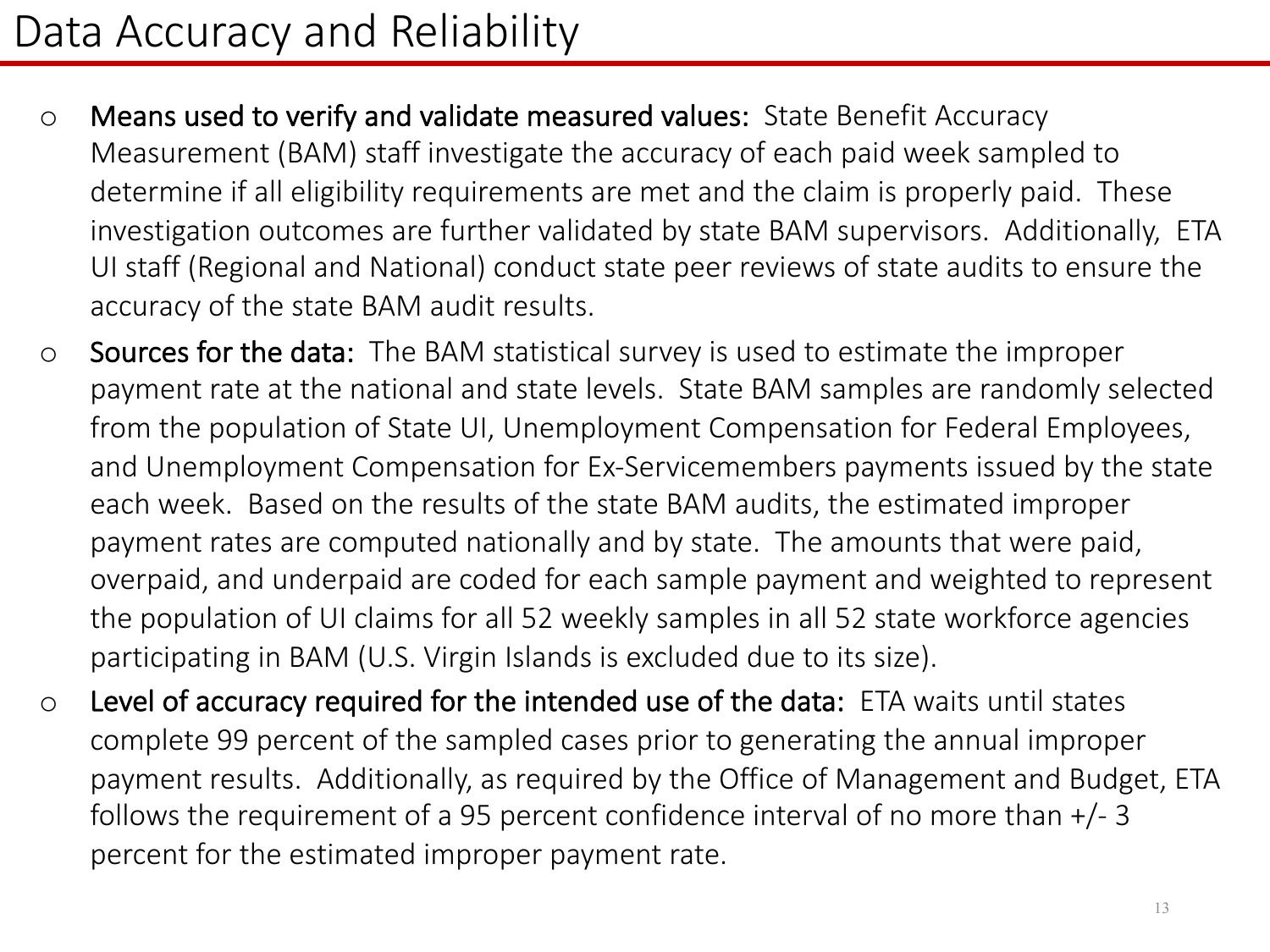# Data Accuracy and Reliability

- **Means used to verify and validate measured values:** State Benefit Accuracy Measurement (BAM) staff investigate the accuracy of each paid week sampled to determine if all eligibility requirements are met and the claim is properly paid. These investigation outcomes are further validated by state BAM supervisors. Additionally, ETA UI staff (Regional and National) conduct state peer reviews of state audits to ensure the accuracy of the state BAM audit results.
- **Sources for the data:** The BAM statistical survey is used to estimate the improper payment rate at the national and state levels. State BAM samples are randomly selected from the population of State UI, Unemployment Compensation for Federal Employees, and Unemployment Compensation for Ex-Servicemembers payments issued by the state each week. Based on the results of the state BAM audits, the estimated improper payment rates are computed nationally and by state. The amounts that were paid, overpaid, and underpaid are coded for each sample payment and weighted to represent the population of UI claims for all 52 weekly samples in all 52 state workforce agencies participating in BAM (U.S. Virgin Islands is excluded due to its size).
- **Level of accuracy required for the intended use of the data:** ETA waits until states complete 99 percent of the sampled cases prior to generating the annual improper payment results. Additionally, as required by the Office of Management and Budget, ETA follows the requirement of a 95 percent confidence interval of no more than +/- 3 percent for the estimated improper payment rate.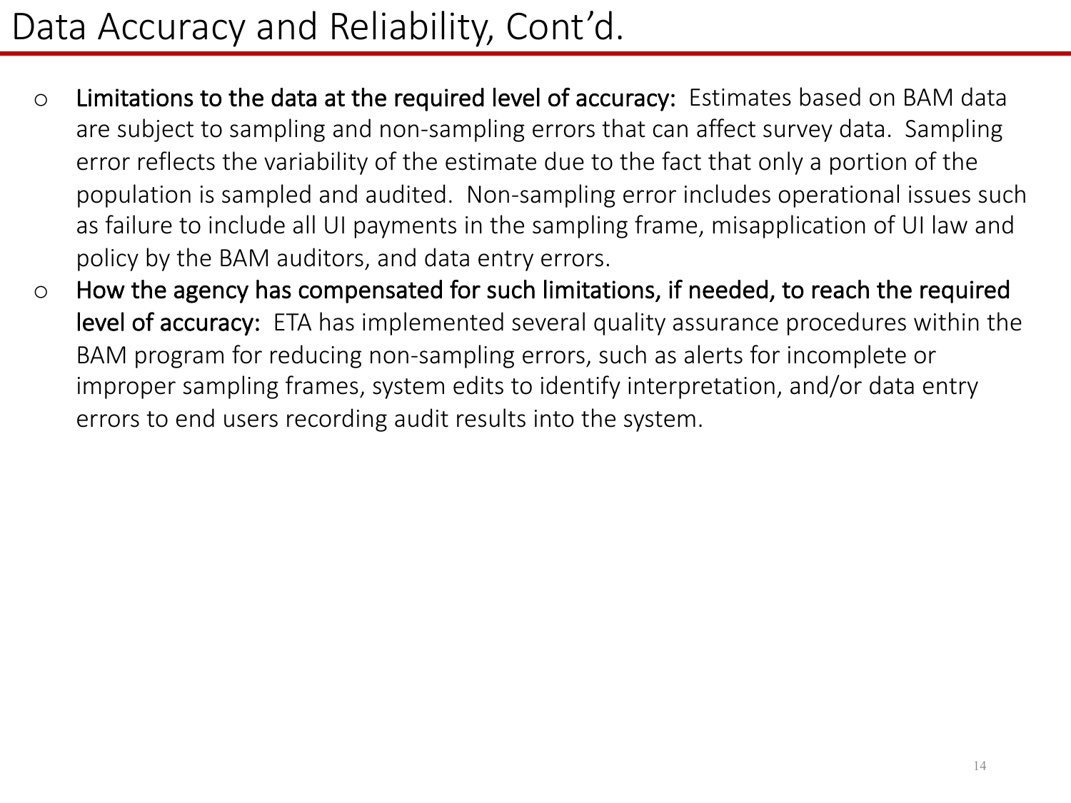# Data Accuracy and Reliability, Cont'd.

- **Limitations to the data at the required level of accuracy:** Estimates based on BAM data are subject to sampling and non-sampling errors that can affect survey data. Sampling error reflects the variability of the estimate due to the fact that only a portion of the population is sampled and audited. Non-sampling error includes operational issues such as failure to include all UI payments in the sampling frame, misapplication of UI law and policy by the BAM auditors, and data entry errors.
- **How the agency has compensated for such limitations, if needed, to reach the required level of accuracy:** ETA has implemented several quality assurance procedures within the BAM program for reducing non-sampling errors, such as alerts for incomplete or improper sampling frames, system edits to identify interpretation, and/or data entry errors to end users recording audit results into the system.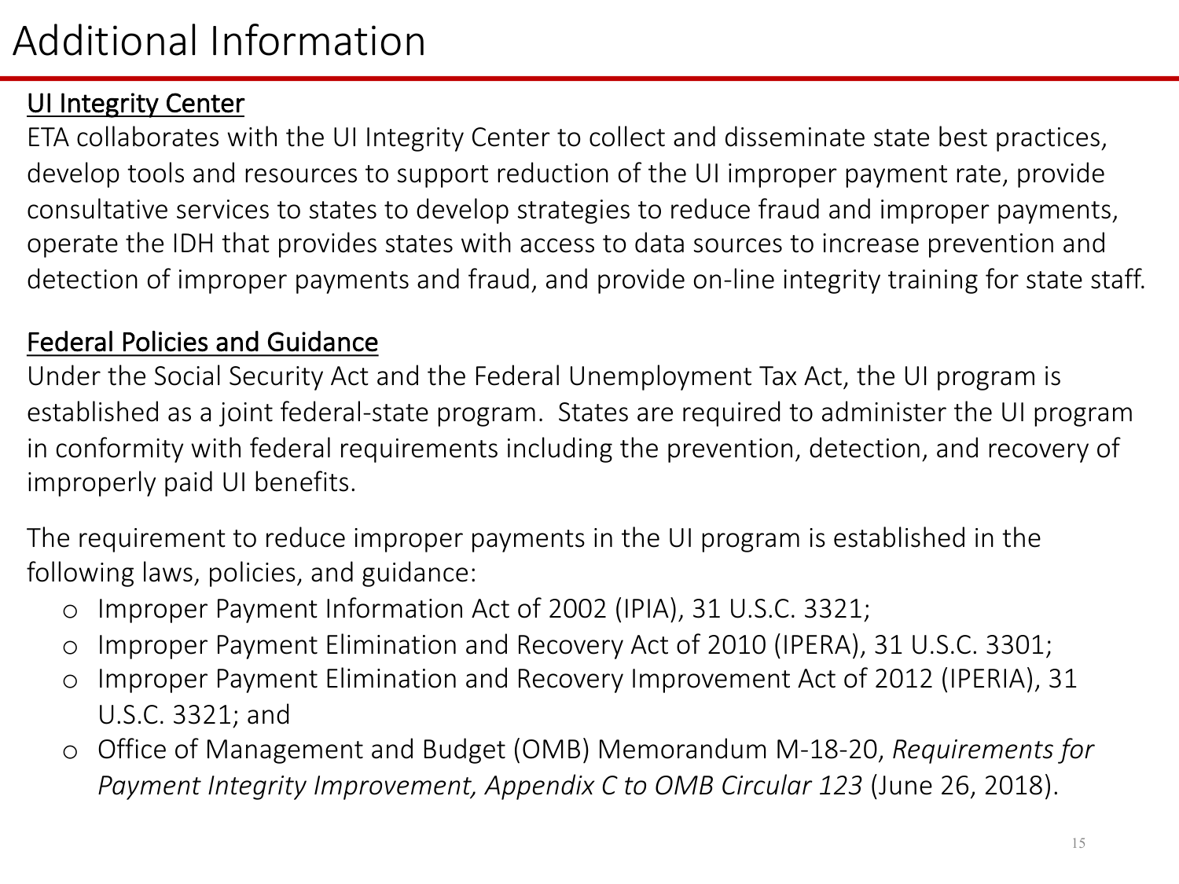# Additional Information

## UI Integrity Center

ETA collaborates with the UI Integrity Center to collect and disseminate state best practices, develop tools and resources to support reduction of the UI improper payment rate, provide consultative services to states to develop strategies to reduce fraud and improper payments, operate the IDH that provides states with access to data sources to increase prevention and detection of improper payments and fraud, and provide on-line integrity training for state staff.

## Federal Policies and Guidance

Under the Social Security Act and the Federal Unemployment Tax Act, the UI program is established as a joint federal-state program. States are required to administer the UI program in conformity with federal requirements including the prevention, detection, and recovery of improperly paid UI benefits.

The requirement to reduce improper payments in the UI program is established in the following laws, policies, and guidance:

- Improper Payment Information Act of 2002 (IPIA), 31 U.S.C. 3321;
- Improper Payment Elimination and Recovery Act of 2010 (IPERA), 31 U.S.C. 3301;
- Improper Payment Elimination and Recovery Improvement Act of 2012 (IPERIA), 31 U.S.C. 3321; and
- Office of Management and Budget (OMB) Memorandum M-18-20, *Requirements for Payment Integrity Improvement, Appendix C to OMB Circular 123* (June 26, 2018).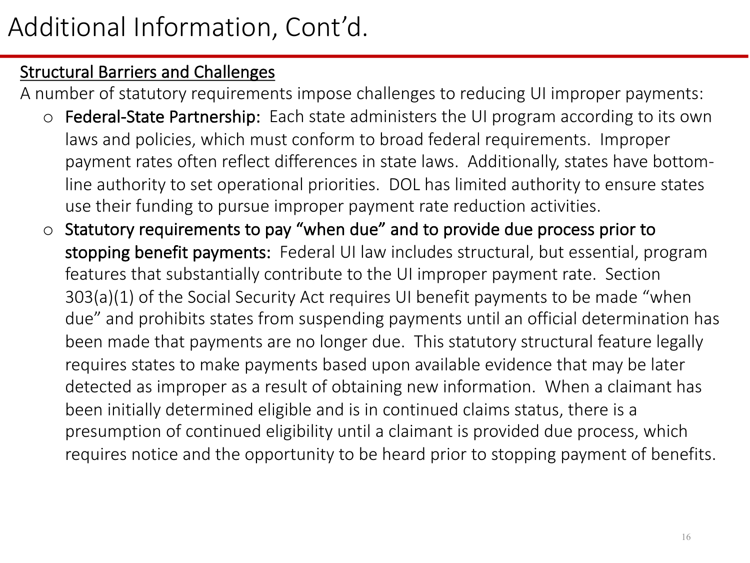# Additional Information, Cont'd.

<u>Structural Barriers and Challenges</u>

A number of statutory requirements impose challenges to reducing UI improper payments:

- **Federal-State Partnership:** Each state administers the UI program according to its own laws and policies, which must conform to broad federal requirements. Improper payment rates often reflect differences in state laws. Additionally, states have bottom-line authority to set operational priorities. DOL has limited authority to ensure states use their funding to pursue improper payment rate reduction activities.
- **Statutory requirements to pay "when due" and to provide due process prior to stopping benefit payments:** Federal UI law includes structural, but essential, program features that substantially contribute to the UI improper payment rate. Section 303(a)(1) of the Social Security Act requires UI benefit payments to be made "when due" and prohibits states from suspending payments until an official determination has been made that payments are no longer due. This statutory structural feature legally requires states to make payments based upon available evidence that may be later detected as improper as a result of obtaining new information. When a claimant has been initially determined eligible and is in continued claims status, there is a presumption of continued eligibility until a claimant is provided due process, which requires notice and the opportunity to be heard prior to stopping payment of benefits.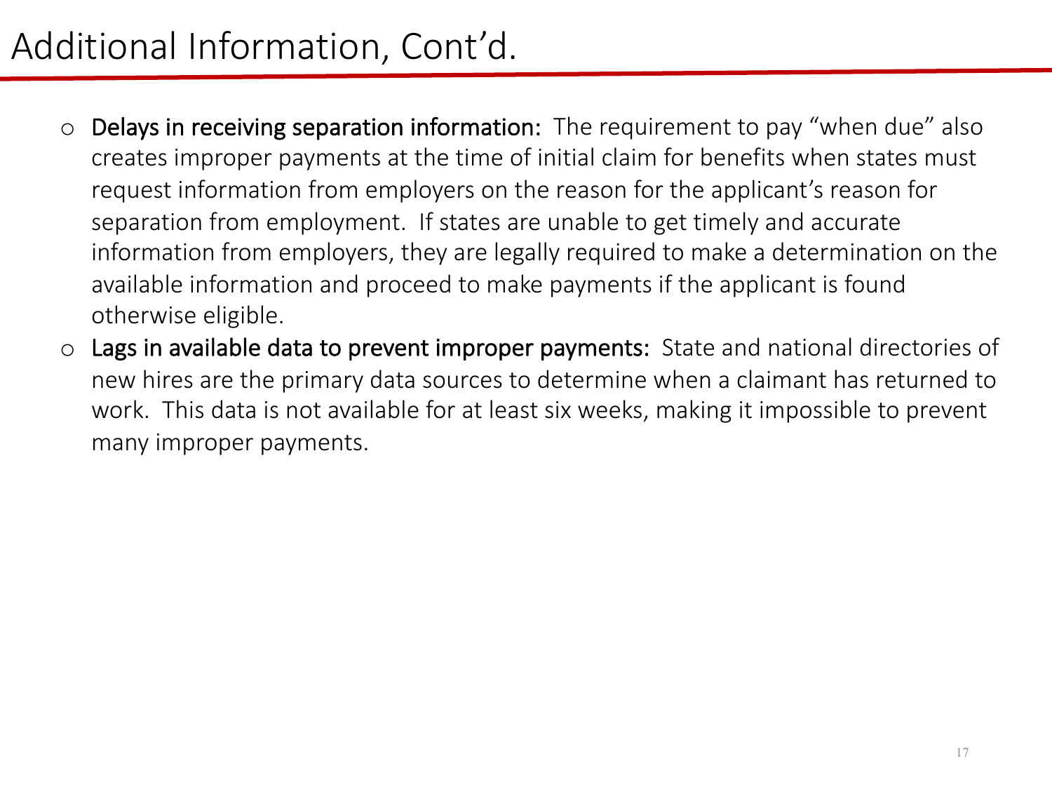# Additional Information, Cont'd.

- **Delays in receiving separation information:** The requirement to pay "when due" also creates improper payments at the time of initial claim for benefits when states must request information from employers on the reason for the applicant's reason for separation from employment. If states are unable to get timely and accurate information from employers, they are legally required to make a determination on the available information and proceed to make payments if the applicant is found otherwise eligible.
- **Lags in available data to prevent improper payments:** State and national directories of new hires are the primary data sources to determine when a claimant has returned to work. This data is not available for at least six weeks, making it impossible to prevent many improper payments.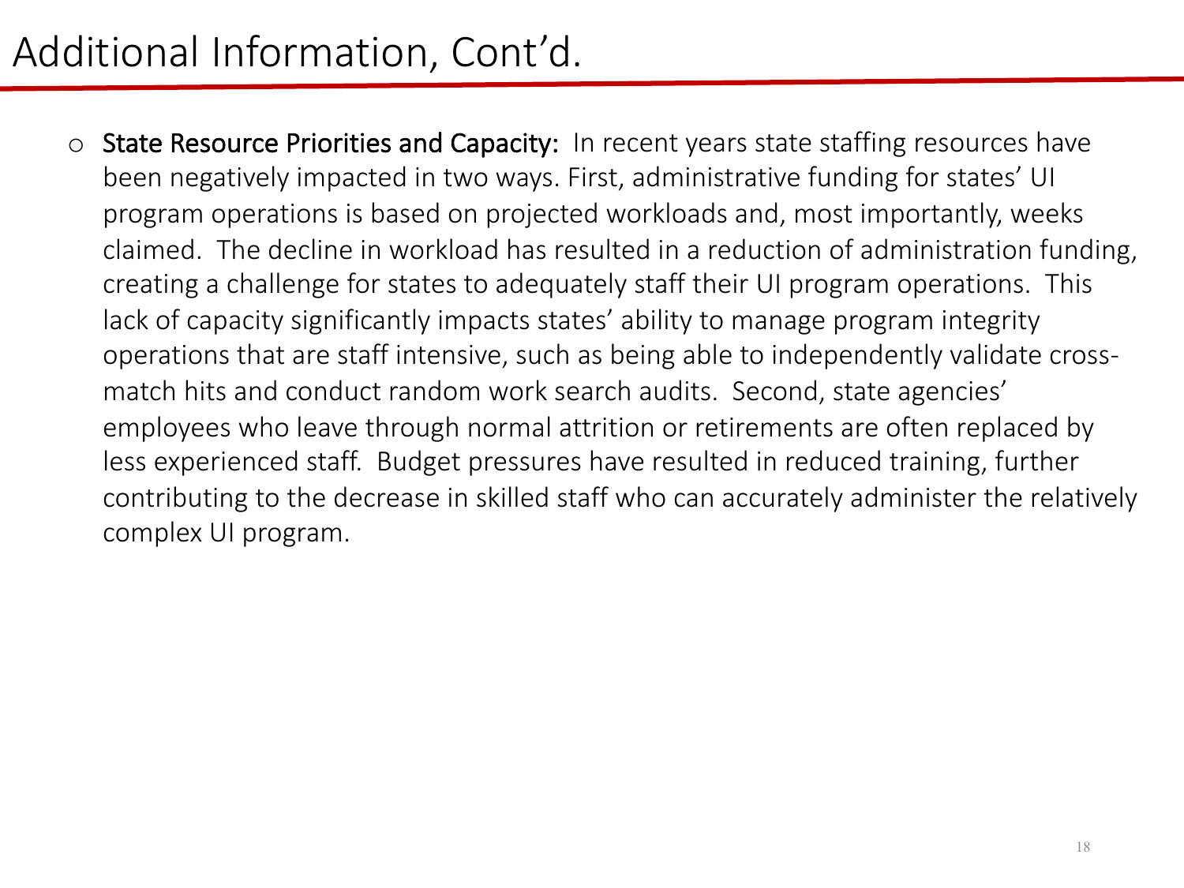# Additional Information, Cont'd.

- **State Resource Priorities and Capacity:** In recent years state staffing resources have been negatively impacted in two ways. First, administrative funding for states' UI program operations is based on projected workloads and, most importantly, weeks claimed. The decline in workload has resulted in a reduction of administration funding, creating a challenge for states to adequately staff their UI program operations. This lack of capacity significantly impacts states' ability to manage program integrity operations that are staff intensive, such as being able to independently validate cross-match hits and conduct random work search audits. Second, state agencies' employees who leave through normal attrition or retirements are often replaced by less experienced staff. Budget pressures have resulted in reduced training, further contributing to the decrease in skilled staff who can accurately administer the relatively complex UI program.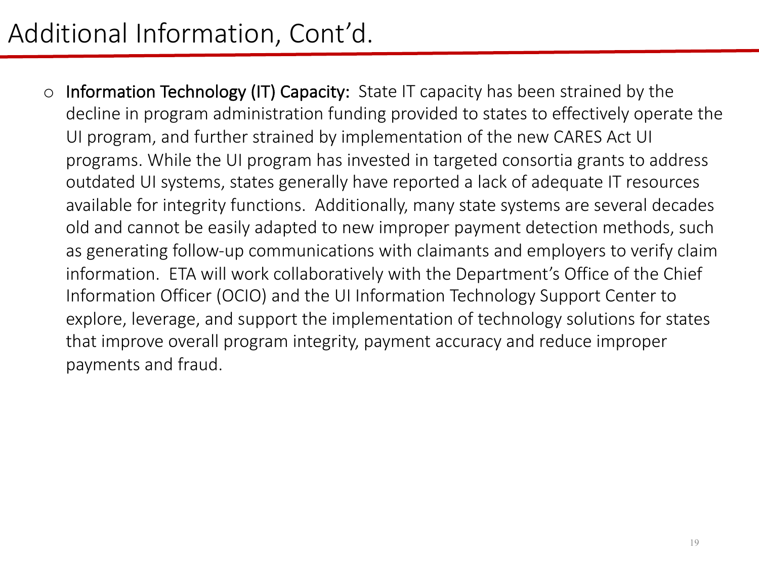# Additional Information, Cont'd.

- Information Technology (IT) Capacity: State IT capacity has been strained by the decline in program administration funding provided to states to effectively operate the UI program, and further strained by implementation of the new CARES Act UI programs. While the UI program has invested in targeted consortia grants to address outdated UI systems, states generally have reported a lack of adequate IT resources available for integrity functions. Additionally, many state systems are several decades old and cannot be easily adapted to new improper payment detection methods, such as generating follow-up communications with claimants and employers to verify claim information. ETA will work collaboratively with the Department's Office of the Chief Information Officer (OCIO) and the UI Information Technology Support Center to explore, leverage, and support the implementation of technology solutions for states that improve overall program integrity, payment accuracy and reduce improper payments and fraud.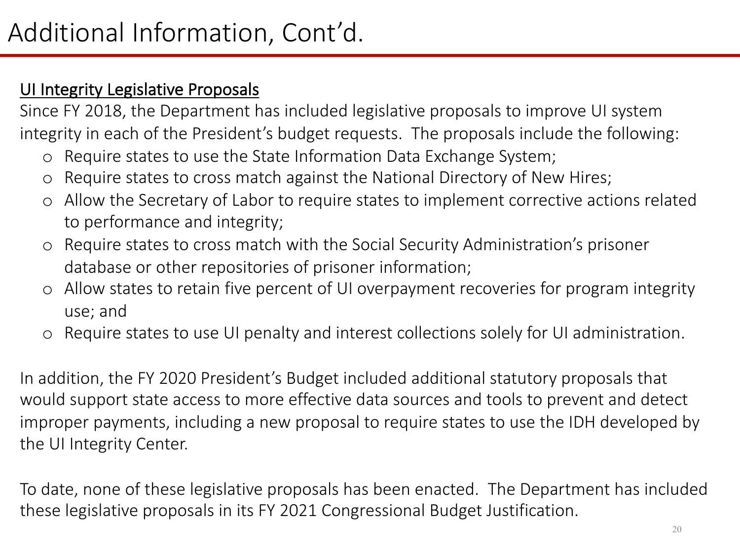# Additional Information, Cont'd.

<u>UI Integrity Legislative Proposals</u>

Since FY 2018, the Department has included legislative proposals to improve UI system integrity in each of the President's budget requests. The proposals include the following:

- Require states to use the State Information Data Exchange System;
- Require states to cross match against the National Directory of New Hires;
- Allow the Secretary of Labor to require states to implement corrective actions related to performance and integrity;
- Require states to cross match with the Social Security Administration's prisoner database or other repositories of prisoner information;
- Allow states to retain five percent of UI overpayment recoveries for program integrity use; and
- Require states to use UI penalty and interest collections solely for UI administration.

In addition, the FY 2020 President's Budget included additional statutory proposals that would support state access to more effective data sources and tools to prevent and detect improper payments, including a new proposal to require states to use the IDH developed by the UI Integrity Center.

To date, none of these legislative proposals has been enacted. The Department has included these legislative proposals in its FY 2021 Congressional Budget Justification.